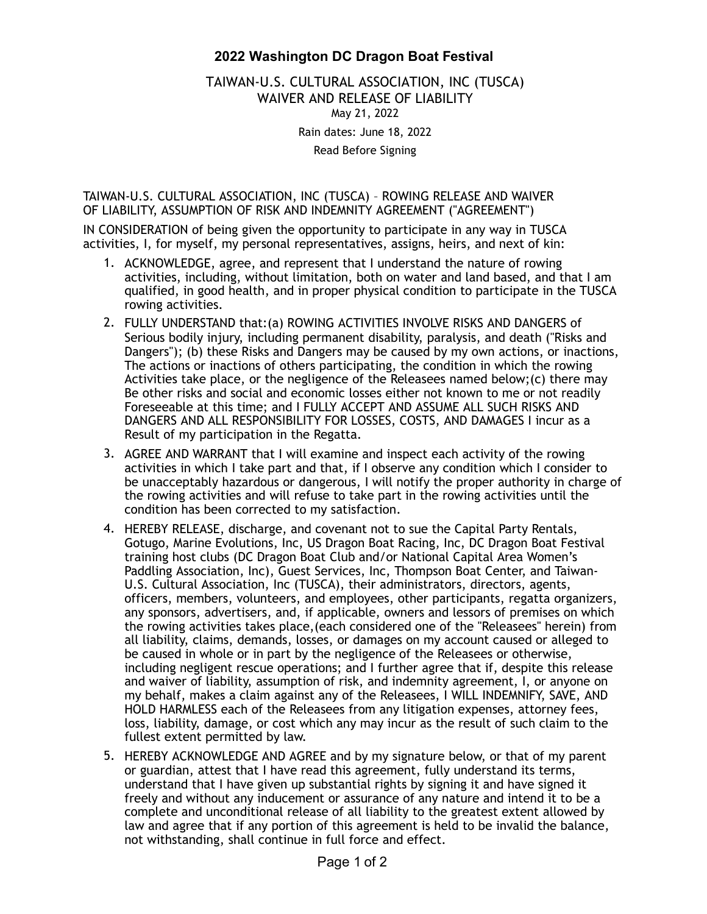# 2022 Washington DC Dragon Boat Festival

TAIWAN-U.S. CULTURAL ASSOCIATION, INC (TUSCA)
WAIVER AND RELEASE OF LIABILITY
May 21, 2022
Rain dates: June 18, 2022
Read Before Signing

TAIWAN-U.S. CULTURAL ASSOCIATION, INC (TUSCA) – ROWING RELEASE AND WAIVER OF LIABILITY, ASSUMPTION OF RISK AND INDEMNITY AGREEMENT ("AGREEMENT")

IN CONSIDERATION of being given the opportunity to participate in any way in TUSCA activities, I, for myself, my personal representatives, assigns, heirs, and next of kin:

1. ACKNOWLEDGE, agree, and represent that I understand the nature of rowing activities, including, without limitation, both on water and land based, and that I am qualified, in good health, and in proper physical condition to participate in the TUSCA rowing activities.
2. FULLY UNDERSTAND that:(a) ROWING ACTIVITIES INVOLVE RISKS AND DANGERS of Serious bodily injury, including permanent disability, paralysis, and death ("Risks and Dangers"); (b) these Risks and Dangers may be caused by my own actions, or inactions, The actions or inactions of others participating, the condition in which the rowing Activities take place, or the negligence of the Releasees named below;(c) there may Be other risks and social and economic losses either not known to me or not readily Foreseeable at this time; and I FULLY ACCEPT AND ASSUME ALL SUCH RISKS AND DANGERS AND ALL RESPONSIBILITY FOR LOSSES, COSTS, AND DAMAGES I incur as a Result of my participation in the Regatta.
3. AGREE AND WARRANT that I will examine and inspect each activity of the rowing activities in which I take part and that, if I observe any condition which I consider to be unacceptably hazardous or dangerous, I will notify the proper authority in charge of the rowing activities and will refuse to take part in the rowing activities until the condition has been corrected to my satisfaction.
4. HEREBY RELEASE, discharge, and covenant not to sue the Capital Party Rentals, Gotugo, Marine Evolutions, Inc, US Dragon Boat Racing, Inc, DC Dragon Boat Festival training host clubs (DC Dragon Boat Club and/or National Capital Area Women's Paddling Association, Inc), Guest Services, Inc, Thompson Boat Center, and Taiwan-U.S. Cultural Association, Inc (TUSCA), their administrators, directors, agents, officers, members, volunteers, and employees, other participants, regatta organizers, any sponsors, advertisers, and, if applicable, owners and lessors of premises on which the rowing activities takes place,(each considered one of the "Releasees" herein) from all liability, claims, demands, losses, or damages on my account caused or alleged to be caused in whole or in part by the negligence of the Releasees or otherwise, including negligent rescue operations; and I further agree that if, despite this release and waiver of liability, assumption of risk, and indemnity agreement, I, or anyone on my behalf, makes a claim against any of the Releasees, I WILL INDEMNIFY, SAVE, AND HOLD HARMLESS each of the Releasees from any litigation expenses, attorney fees, loss, liability, damage, or cost which any may incur as the result of such claim to the fullest extent permitted by law.
5. HEREBY ACKNOWLEDGE AND AGREE and by my signature below, or that of my parent or guardian, attest that I have read this agreement, fully understand its terms, understand that I have given up substantial rights by signing it and have signed it freely and without any inducement or assurance of any nature and intend it to be a complete and unconditional release of all liability to the greatest extent allowed by law and agree that if any portion of this agreement is held to be invalid the balance, not withstanding, shall continue in full force and effect.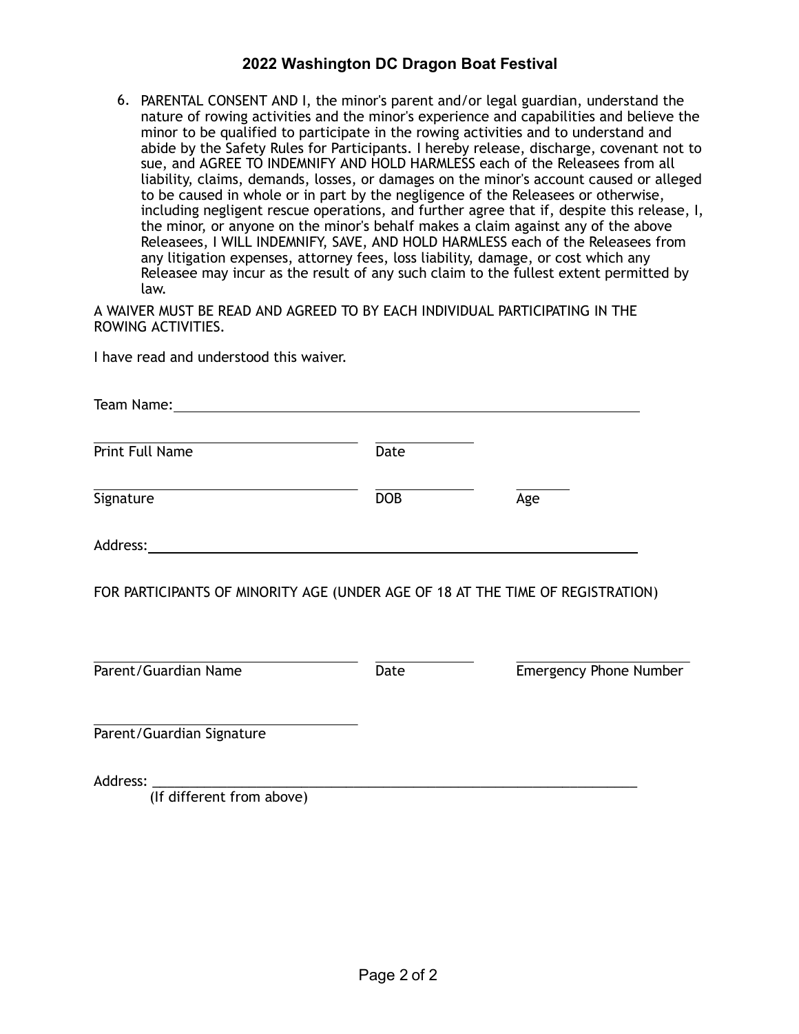## 2022 Washington DC Dragon Boat Festival

6. PARENTAL CONSENT AND I, the minor's parent and/or legal guardian, understand the nature of rowing activities and the minor's experience and capabilities and believe the minor to be qualified to participate in the rowing activities and to understand and abide by the Safety Rules for Participants. I hereby release, discharge, covenant not to sue, and AGREE TO INDEMNIFY AND HOLD HARMLESS each of the Releasees from all liability, claims, demands, losses, or damages on the minor's account caused or alleged to be caused in whole or in part by the negligence of the Releasees or otherwise, including negligent rescue operations, and further agree that if, despite this release, I, the minor, or anyone on the minor's behalf makes a claim against any of the above Releasees, I WILL INDEMNIFY, SAVE, AND HOLD HARMLESS each of the Releasees from any litigation expenses, attorney fees, loss liability, damage, or cost which any Releasee may incur as the result of any such claim to the fullest extent permitted by law.

A WAIVER MUST BE READ AND AGREED TO BY EACH INDIVIDUAL PARTICIPATING IN THE ROWING ACTIVITIES.

I have read and understood this waiver.

Team Name: ____________________________________________

______________________________ ____________
Print Full Name Date

______________________________ ____________ ________
Signature DOB Age

Address: ____________________________________________

FOR PARTICIPANTS OF MINORITY AGE (UNDER AGE OF 18 AT THE TIME OF REGISTRATION)

______________________________ ____________ ____________________
Parent/Guardian Name Date Emergency Phone Number

______________________________
Parent/Guardian Signature

Address: ____________________________________________
(If different from above)